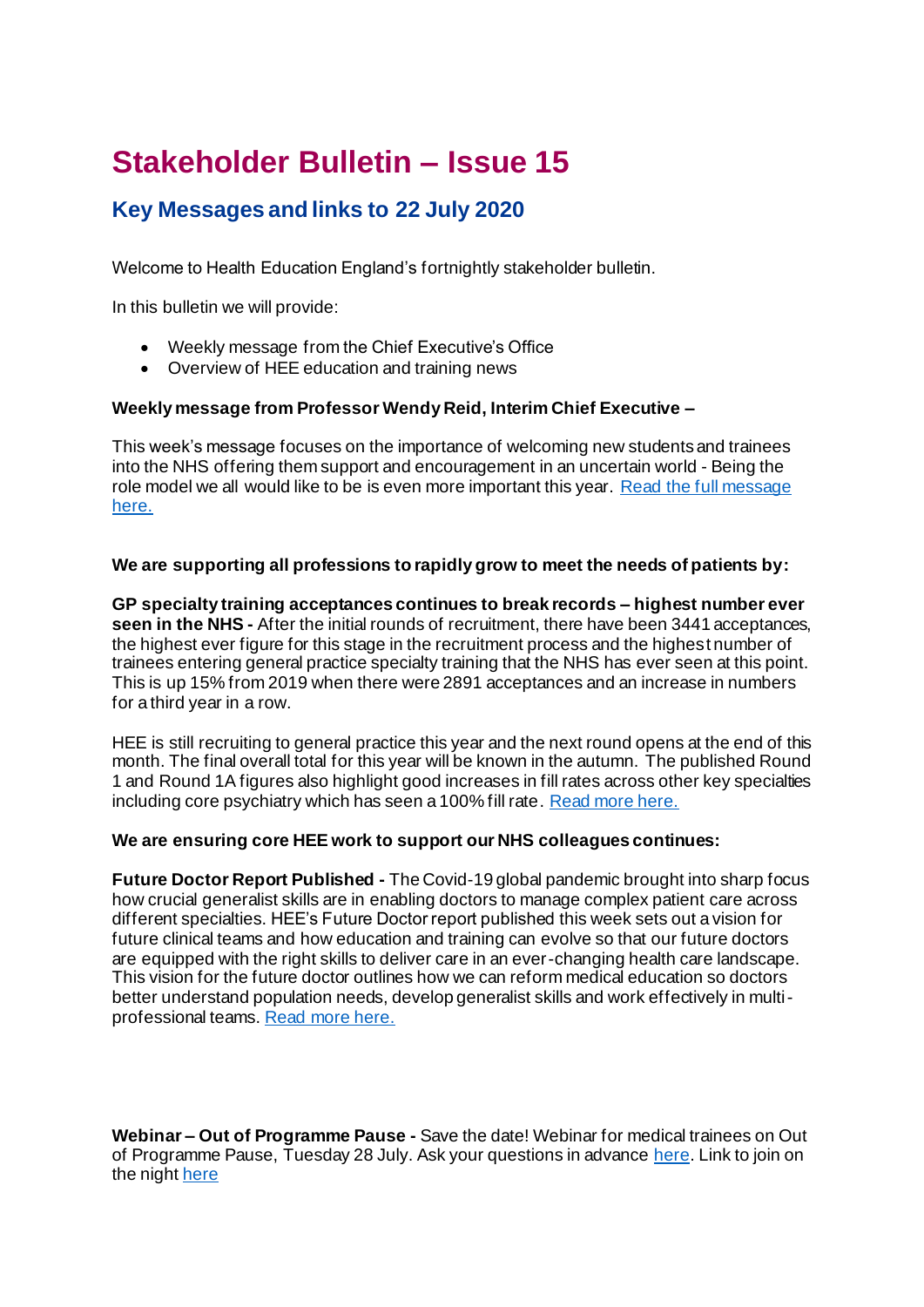# Stakeholder Bulletin – Issue 15

## Key Messages and links to 22 July 2020

Welcome to Health Education England's fortnightly stakeholder bulletin.

In this bulletin we will provide:

- Weekly message from the Chief Executive's Office
- Overview of HEE education and training news

**Weekly message from Professor Wendy Reid, Interim Chief Executive –**

This week's message focuses on the importance of welcoming new students and trainees into the NHS offering them support and encouragement in an uncertain world - Being the role model we all would like to be is even more important this year. Read the full message here.

**We are supporting all professions to rapidly grow to meet the needs of patients by:**

**GP specialty training acceptances continues to break records – highest number ever seen in the NHS -** After the initial rounds of recruitment, there have been 3441 acceptances, the highest ever figure for this stage in the recruitment process and the highest number of trainees entering general practice specialty training that the NHS has ever seen at this point. This is up 15% from 2019 when there were 2891 acceptances and an increase in numbers for a third year in a row.

HEE is still recruiting to general practice this year and the next round opens at the end of this month. The final overall total for this year will be known in the autumn. The published Round 1 and Round 1A figures also highlight good increases in fill rates across other key specialties including core psychiatry which has seen a 100% fill rate. Read more here.

**We are ensuring core HEE work to support our NHS colleagues continues:**

**Future Doctor Report Published -** The Covid-19 global pandemic brought into sharp focus how crucial generalist skills are in enabling doctors to manage complex patient care across different specialties. HEE's Future Doctor report published this week sets out a vision for future clinical teams and how education and training can evolve so that our future doctors are equipped with the right skills to deliver care in an ever-changing health care landscape. This vision for the future doctor outlines how we can reform medical education so doctors better understand population needs, develop generalist skills and work effectively in multi-professional teams. Read more here.

**Webinar – Out of Programme Pause -** Save the date! Webinar for medical trainees on Out of Programme Pause, Tuesday 28 July. Ask your questions in advance here. Link to join on the night here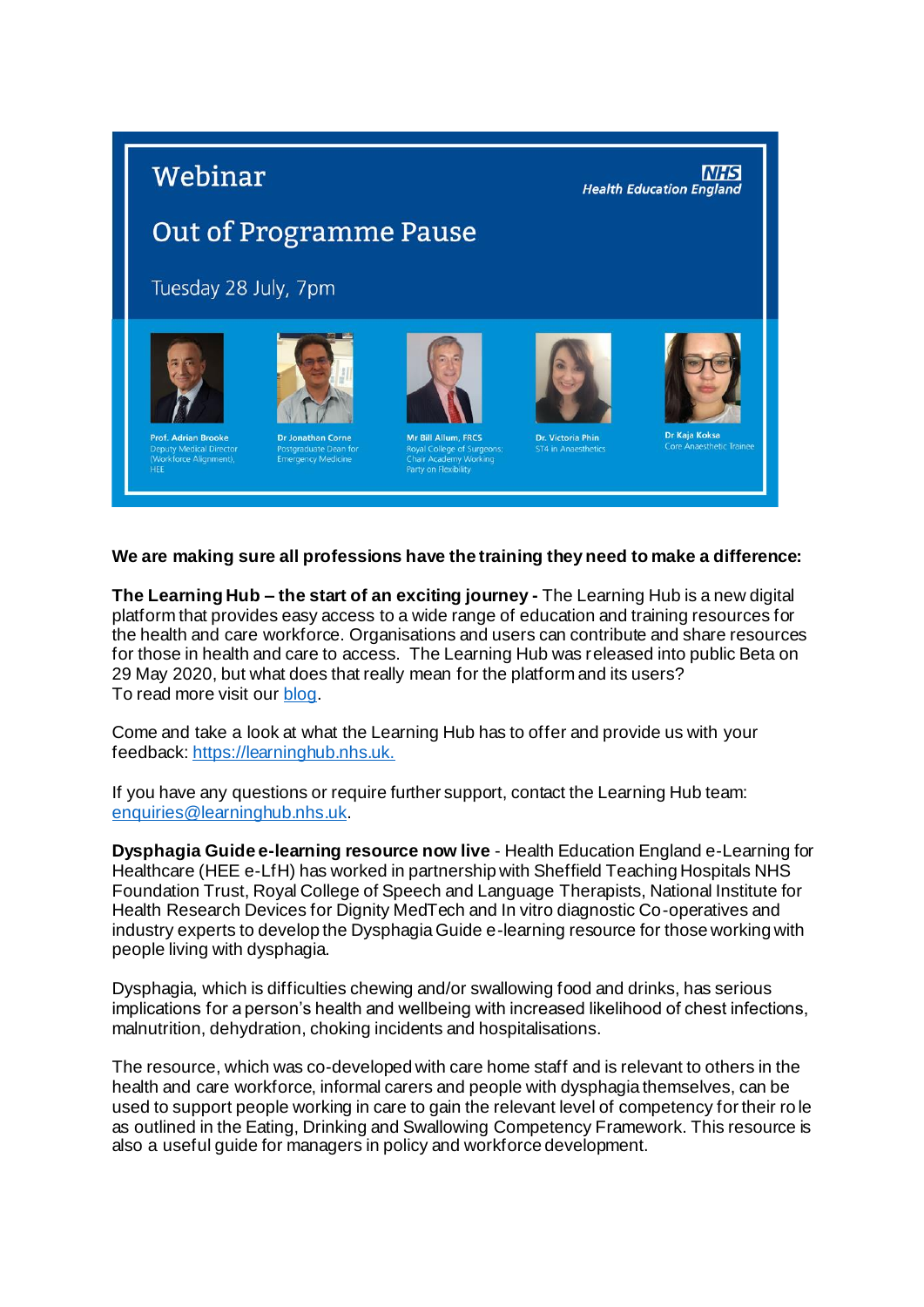Webinar

Out of Programme Pause

Tuesday 28 July, 7pm

NHS Health Education England

Prof. Adrian Brooke
Deputy Medical Director (Workforce Alignment), HEE

Dr Jonathan Corne
Postgraduate Dean for Emergency Medicine

Mr Bill Allum, FRCS
Royal College of Surgeons; Chair Academy Working Party on Flexibility

Dr. Victoria Phin
ST4 in Anaesthetics

Dr Kaja Koksa
Core Anaesthetic Trainee

**We are making sure all professions have the training they need to make a difference:**

**The Learning Hub – the start of an exciting journey -** The Learning Hub is a new digital platform that provides easy access to a wide range of education and training resources for the health and care workforce. Organisations and users can contribute and share resources for those in health and care to access. The Learning Hub was released into public Beta on 29 May 2020, but what does that really mean for the platform and its users?
To read more visit our blog.

Come and take a look at what the Learning Hub has to offer and provide us with your feedback: https://learninghub.nhs.uk.

If you have any questions or require further support, contact the Learning Hub team: enquiries@learninghub.nhs.uk.

**Dysphagia Guide e-learning resource now live** - Health Education England e-Learning for Healthcare (HEE e-LfH) has worked in partnership with Sheffield Teaching Hospitals NHS Foundation Trust, Royal College of Speech and Language Therapists, National Institute for Health Research Devices for Dignity MedTech and In vitro diagnostic Co-operatives and industry experts to develop the Dysphagia Guide e-learning resource for those working with people living with dysphagia.

Dysphagia, which is difficulties chewing and/or swallowing food and drinks, has serious implications for a person's health and wellbeing with increased likelihood of chest infections, malnutrition, dehydration, choking incidents and hospitalisations.

The resource, which was co-developed with care home staff and is relevant to others in the health and care workforce, informal carers and people with dysphagia themselves, can be used to support people working in care to gain the relevant level of competency for their role as outlined in the Eating, Drinking and Swallowing Competency Framework. This resource is also a useful guide for managers in policy and workforce development.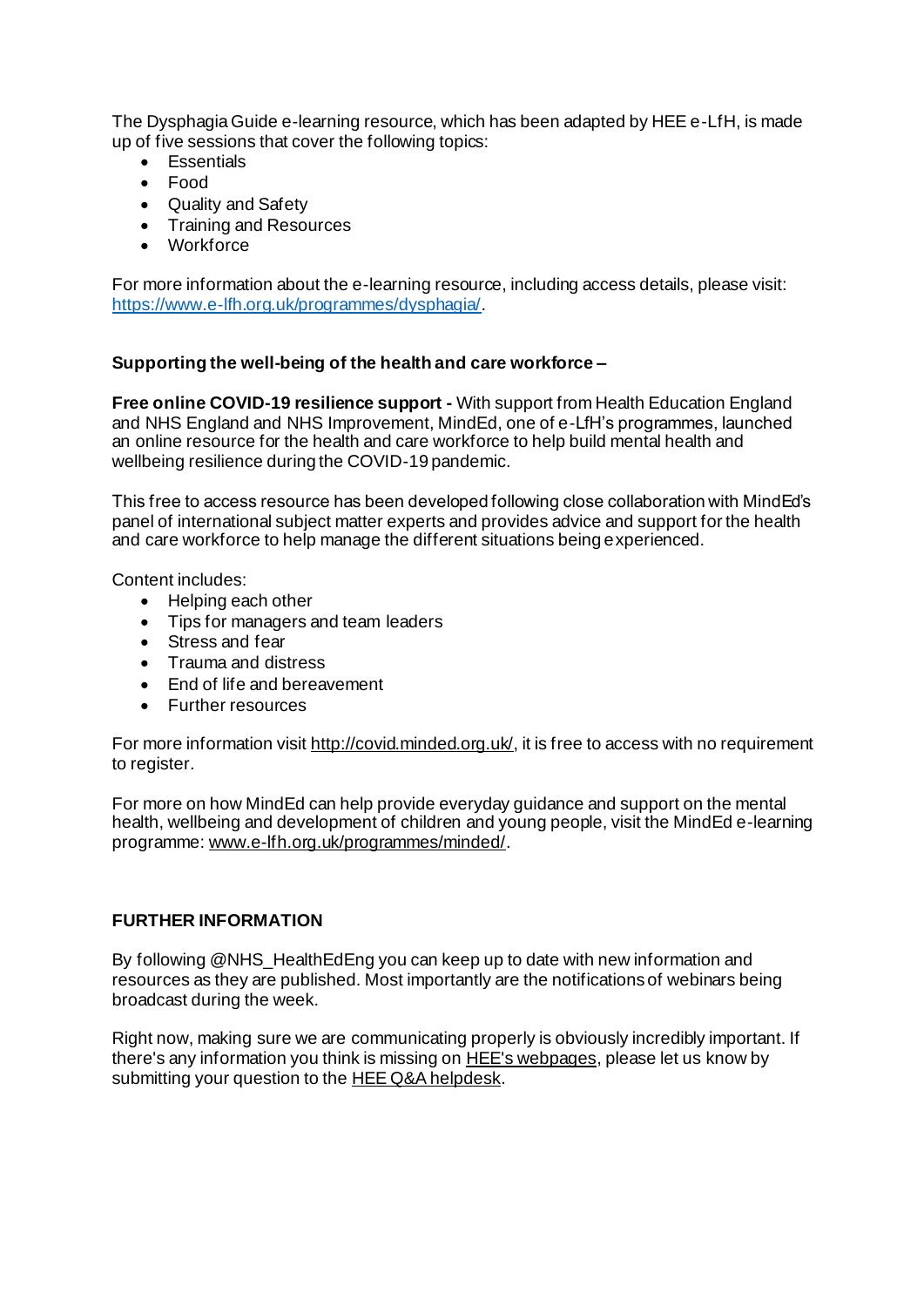The Dysphagia Guide e-learning resource, which has been adapted by HEE e-LfH, is made up of five sessions that cover the following topics:

- Essentials
- Food
- Quality and Safety
- Training and Resources
- Workforce

For more information about the e-learning resource, including access details, please visit: https://www.e-lfh.org.uk/programmes/dysphagia/.

**Supporting the well-being of the health and care workforce –**

**Free online COVID-19 resilience support -** With support from Health Education England and NHS England and NHS Improvement, MindEd, one of e-LfH's programmes, launched an online resource for the health and care workforce to help build mental health and wellbeing resilience during the COVID-19 pandemic.

This free to access resource has been developed following close collaboration with MindEd's panel of international subject matter experts and provides advice and support for the health and care workforce to help manage the different situations being experienced.

Content includes:

- Helping each other
- Tips for managers and team leaders
- Stress and fear
- Trauma and distress
- End of life and bereavement
- Further resources

For more information visit http://covid.minded.org.uk/, it is free to access with no requirement to register.

For more on how MindEd can help provide everyday guidance and support on the mental health, wellbeing and development of children and young people, visit the MindEd e-learning programme: www.e-lfh.org.uk/programmes/minded/.

**FURTHER INFORMATION**

By following @NHS_HealthEdEng you can keep up to date with new information and resources as they are published. Most importantly are the notifications of webinars being broadcast during the week.

Right now, making sure we are communicating properly is obviously incredibly important. If there's any information you think is missing on HEE's webpages, please let us know by submitting your question to the HEE Q&A helpdesk.